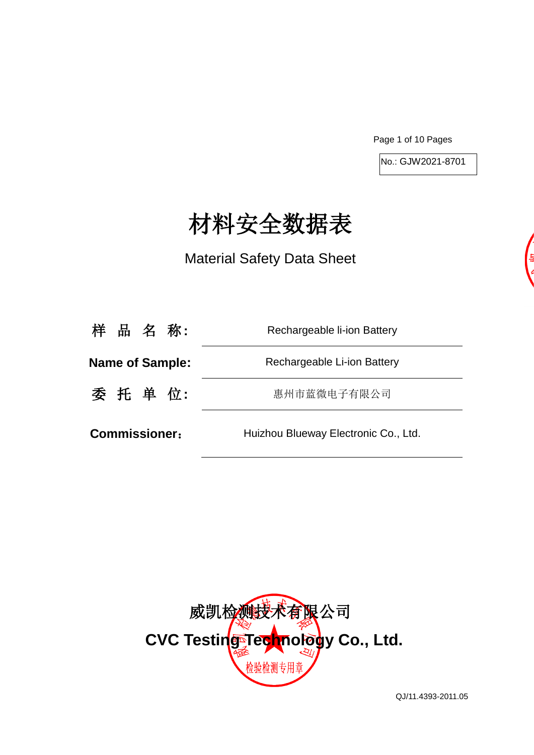No.: GJW2021-8701

# 材料安全数据表

## Material Safety Data Sheet

| | |
|---|---|
| 样 品 名 称: | Rechargeable li-ion Battery |
| **Name of Sample:** | Rechargeable Li-ion Battery |
| 委 托 单 位: | 惠州市蓝微电子有限公司 |
| **Commissioner:** | Huizhou Blueway Electronic Co., Ltd. |

**威凯检测技术有限公司**

**CVC Testing Technology Co., Ltd.**

检验检测专用章

QJ/11.4393-2011.05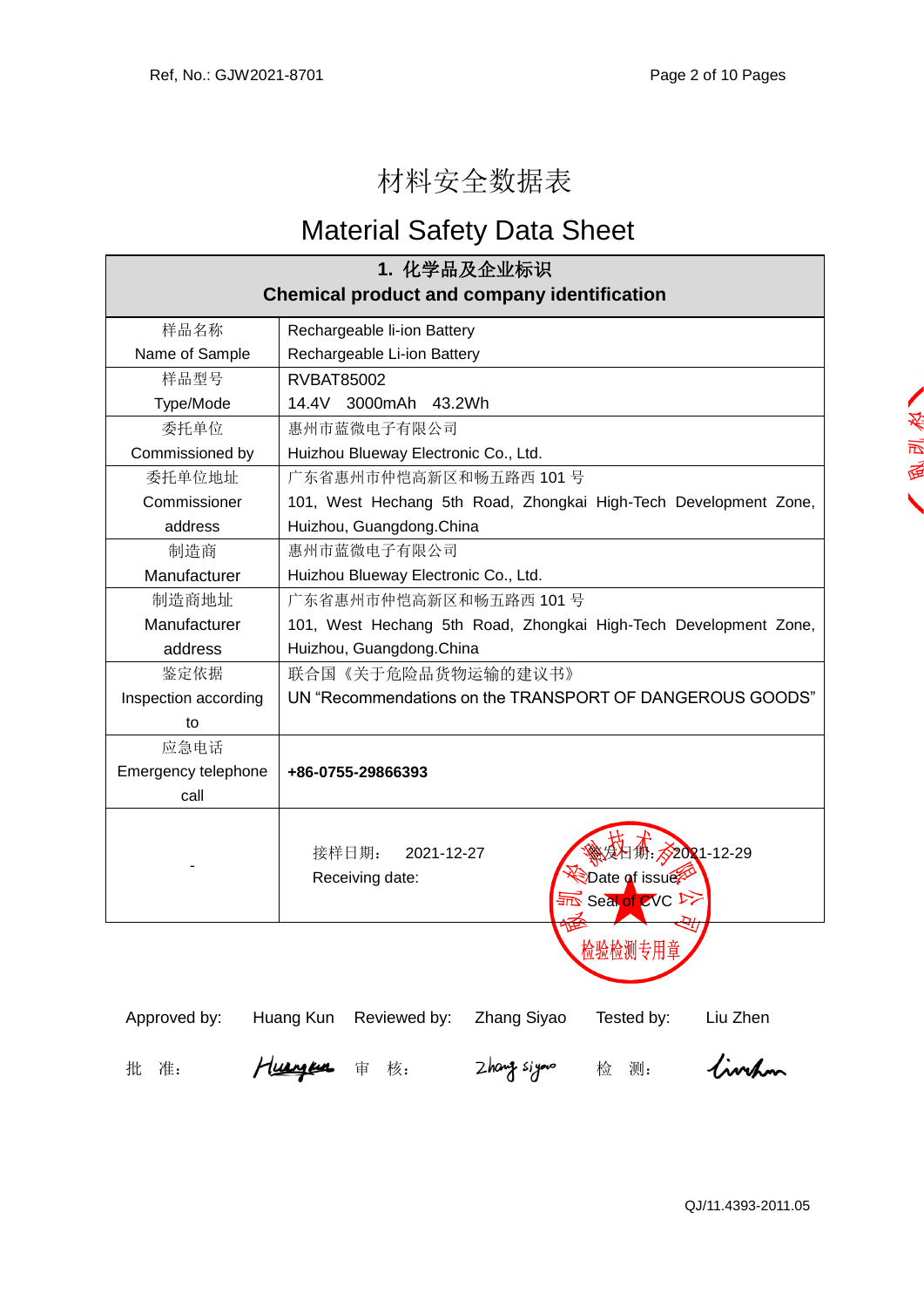# 材料安全数据表

# Material Safety Data Sheet

| 1. 化学品及企业标识<br>Chemical product and company identification | |
|---|---|
| 样品名称<br>Name of Sample | Rechargeable li-ion Battery<br>Rechargeable Li-ion Battery |
| 样品型号<br>Type/Mode | RVBAT85002<br>14.4V 3000mAh 43.2Wh |
| 委托单位<br>Commissioned by | 惠州市蓝微电子有限公司<br>Huizhou Blueway Electronic Co., Ltd. |
| 委托单位地址<br>Commissioner address | 广东省惠州市仲恺高新区和畅五路西 101 号<br>101, West Hechang 5th Road, Zhongkai High-Tech Development Zone, Huizhou, Guangdong.China |
| 制造商<br>Manufacturer | 惠州市蓝微电子有限公司<br>Huizhou Blueway Electronic Co., Ltd. |
| 制造商地址<br>Manufacturer address | 广东省惠州市仲恺高新区和畅五路西 101 号<br>101, West Hechang 5th Road, Zhongkai High-Tech Development Zone, Huizhou, Guangdong.China |
| 鉴定依据<br>Inspection according to | 联合国《关于危险品货物运输的建议书》<br>UN "Recommendations on the TRANSPORT OF DANGEROUS GOODS" |
| 应急电话<br>Emergency telephone call | **+86-0755-29866393** |
| - | 接样日期： 2021-12-27<br>Receiving date: 签发日期：2021-12-29<br>Date of issue<br>Seal of CVC |

检验检测专用章

| Approved by: | Huang Kun | Reviewed by: | Zhang Siyao | Tested by: | Liu Zhen |
|---|---|---|---|---|---|
| 批 准: | Huangkun | 审 核: | Zhang siyao | 检 测: | Liuzhen |

QJ/11.4393-2011.05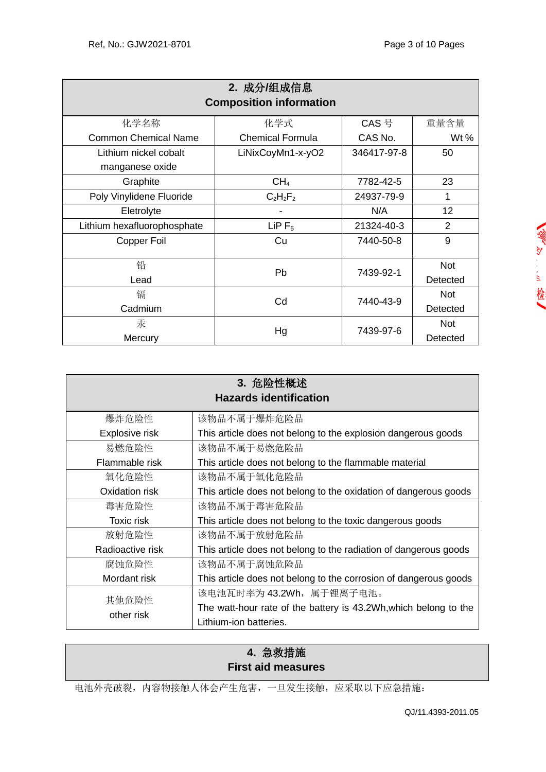## 2. 成分/组成信息 Composition information

| 化学名称 Common Chemical Name | 化学式 Chemical Formula | CAS 号 CAS No. | 重量含量 Wt % |
|---|---|---|---|
| Lithium nickel cobalt manganese oxide | LiNixCoyMn1-x-yO2 | 346417-97-8 | 50 |
| Graphite | $CH_4$ | 7782-42-5 | 23 |
| Poly Vinylidene Fluoride | $C_2H_2F_2$ | 24937-79-9 | 1 |
| Eletrolyte | - | N/A | 12 |
| Lithium hexafluorophosphate | LiP $F_6$ | 21324-40-3 | 2 |
| Copper Foil | Cu | 7440-50-8 | 9 |
| 铅 Lead | Pb | 7439-92-1 | Not Detected |
| 镉 Cadmium | Cd | 7440-43-9 | Not Detected |
| 汞 Mercury | Hg | 7439-97-6 | Not Detected |

## 3. 危险性概述 Hazards identification

| | |
|---|---|
| 爆炸危险性 Explosive risk | 该物品不属于爆炸危险品 This article does not belong to the explosion dangerous goods |
| 易燃危险性 Flammable risk | 该物品不属于易燃危险品 This article does not belong to the flammable material |
| 氧化危险性 Oxidation risk | 该物品不属于氧化危险品 This article does not belong to the oxidation of dangerous goods |
| 毒害危险性 Toxic risk | 该物品不属于毒害危险品 This article does not belong to the toxic dangerous goods |
| 放射危险性 Radioactive risk | 该物品不属于放射危险品 This article does not belong to the radiation of dangerous goods |
| 腐蚀危险性 Mordant risk | 该物品不属于腐蚀危险品 This article does not belong to the corrosion of dangerous goods |
| 其他危险性 other risk | 该电池瓦时率为 43.2Wh，属于锂离子电池。 The watt-hour rate of the battery is 43.2Wh,which belong to the Lithium-ion batteries. |

## 4. 急救措施 First aid measures

电池外壳破裂，内容物接触人体会产生危害，一旦发生接触，应采取以下应急措施：

QJ/11.4393-2011.05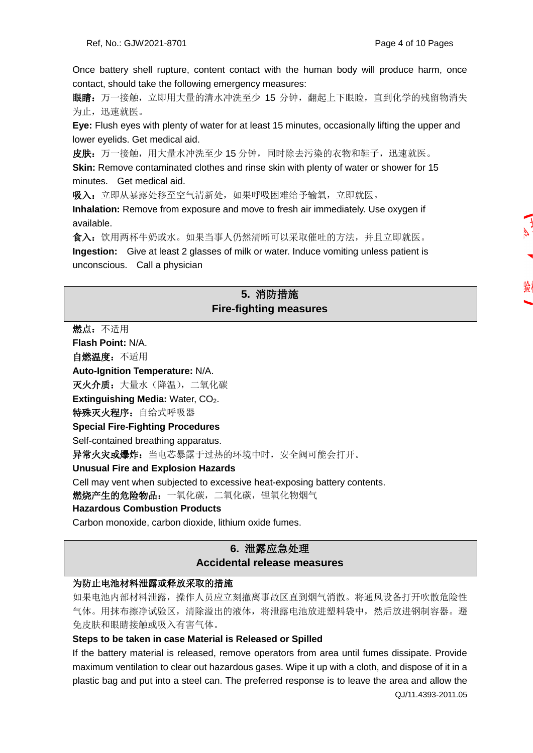Once battery shell rupture, content contact with the human body will produce harm, once contact, should take the following emergency measures:

**眼睛：**万一接触，立即用大量的清水冲洗至少 15 分钟，翻起上下眼睑，直到化学的残留物消失为止，迅速就医。

**Eye:** Flush eyes with plenty of water for at least 15 minutes, occasionally lifting the upper and lower eyelids. Get medical aid.

**皮肤：**万一接触，用大量水冲洗至少 15 分钟，同时除去污染的衣物和鞋子，迅速就医。

**Skin:** Remove contaminated clothes and rinse skin with plenty of water or shower for 15 minutes. Get medical aid.

**吸入：**立即从暴露处移至空气清新处，如果呼吸困难给予输氧，立即就医。

**Inhalation:** Remove from exposure and move to fresh air immediately. Use oxygen if available.

**食入：**饮用两杯牛奶或水。如果当事人仍然清晰可以采取催吐的方法，并且立即就医。

**Ingestion:** Give at least 2 glasses of milk or water. Induce vomiting unless patient is unconscious. Call a physician

## 5. 消防措施 Fire-fighting measures

**燃点：**不适用

**Flash Point:** N/A.

**自燃温度：**不适用

**Auto-Ignition Temperature:** N/A.

**灭火介质：**大量水（降温），二氧化碳

**Extinguishing Media:** Water, $CO_2$.

**特殊灭火程序：**自给式呼吸器

**Special Fire-Fighting Procedures**

Self-contained breathing apparatus.

**异常火灾或爆炸：**当电芯暴露于过热的环境中时，安全阀可能会打开。

**Unusual Fire and Explosion Hazards**

Cell may vent when subjected to excessive heat-exposing battery contents.

**燃烧产生的危险物品：**一氧化碳，二氧化碳，锂氧化物烟气

**Hazardous Combustion Products**

Carbon monoxide, carbon dioxide, lithium oxide fumes.

## 6. 泄露应急处理 Accidental release measures

**为防止电池材料泄露或释放采取的措施**

如果电池内部材料泄露，操作人员应立刻撤离事故区直到烟气消散。将通风设备打开吹散危险性气体。用抹布擦净试验区，清除溢出的液体，将泄露电池放进塑料袋中，然后放进钢制容器。避免皮肤和眼睛接触或吸入有害气体。

**Steps to be taken in case Material is Released or Spilled**

If the battery material is released, remove operators from area until fumes dissipate. Provide maximum ventilation to clear out hazardous gases. Wipe it up with a cloth, and dispose of it in a plastic bag and put into a steel can. The preferred response is to leave the area and allow the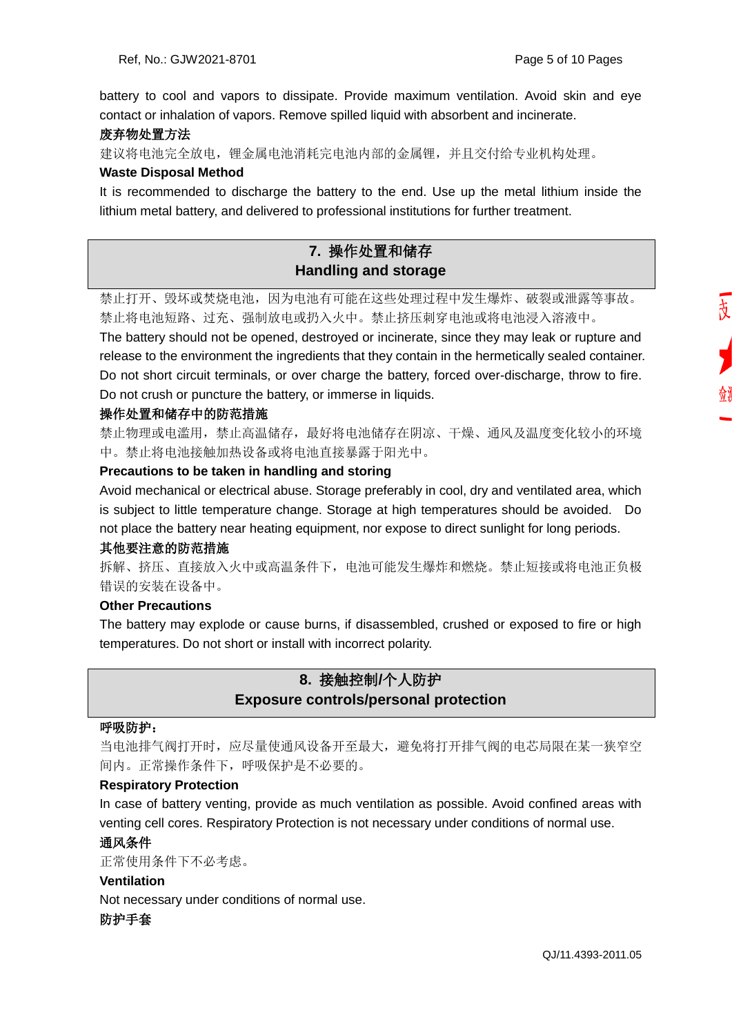battery to cool and vapors to dissipate. Provide maximum ventilation. Avoid skin and eye contact or inhalation of vapors. Remove spilled liquid with absorbent and incinerate.

**废弃物处置方法**

建议将电池完全放电，锂金属电池消耗完电池内部的金属锂，并且交付给专业机构处理。

**Waste Disposal Method**

It is recommended to discharge the battery to the end. Use up the metal lithium inside the lithium metal battery, and delivered to professional institutions for further treatment.

## 7. 操作处置和储存 Handling and storage

禁止打开、毁坏或焚烧电池，因为电池有可能在这些处理过程中发生爆炸、破裂或泄露等事故。禁止将电池短路、过充、强制放电或扔入火中。禁止挤压刺穿电池或将电池浸入溶液中。

The battery should not be opened, destroyed or incinerate, since they may leak or rupture and release to the environment the ingredients that they contain in the hermetically sealed container. Do not short circuit terminals, or over charge the battery, forced over-discharge, throw to fire. Do not crush or puncture the battery, or immerse in liquids.

**操作处置和储存中的防范措施**

禁止物理或电滥用，禁止高温储存，最好将电池储存在阴凉、干燥、通风及温度变化较小的环境中。禁止将电池接触加热设备或将电池直接暴露于阳光中。

**Precautions to be taken in handling and storing**

Avoid mechanical or electrical abuse. Storage preferably in cool, dry and ventilated area, which is subject to little temperature change. Storage at high temperatures should be avoided. Do not place the battery near heating equipment, nor expose to direct sunlight for long periods.

**其他要注意的防范措施**

拆解、挤压、直接放入火中或高温条件下，电池可能发生爆炸和燃烧。禁止短接或将电池正负极错误的安装在设备中。

**Other Precautions**

The battery may explode or cause burns, if disassembled, crushed or exposed to fire or high temperatures. Do not short or install with incorrect polarity.

## 8. 接触控制/个人防护 Exposure controls/personal protection

**呼吸防护：**

当电池排气阀打开时，应尽量使通风设备开至最大，避免将打开排气阀的电芯局限在某一狭窄空间内。正常操作条件下，呼吸保护是不必要的。

**Respiratory Protection**

In case of battery venting, provide as much ventilation as possible. Avoid confined areas with venting cell cores. Respiratory Protection is not necessary under conditions of normal use.

**通风条件**

正常使用条件下不必考虑。

**Ventilation**

Not necessary under conditions of normal use.

**防护手套**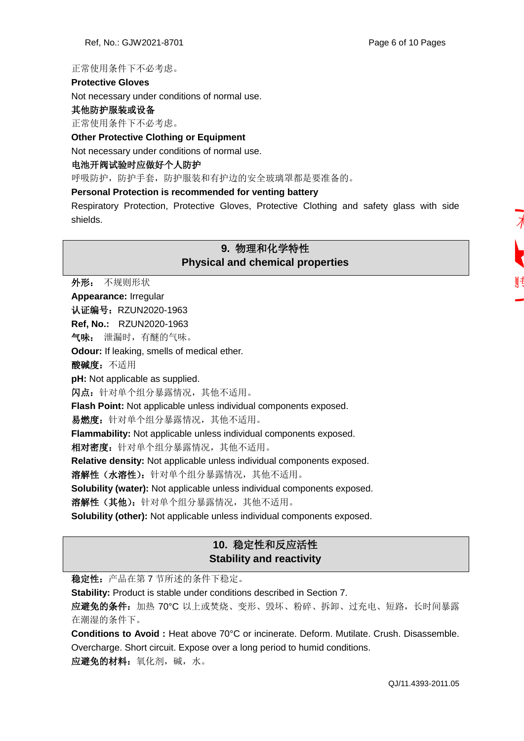正常使用条件下不必考虑。

**Protective Gloves**

Not necessary under conditions of normal use.

**其他防护服装或设备**

正常使用条件下不必考虑。

**Other Protective Clothing or Equipment**

Not necessary under conditions of normal use.

**电池开阀试验时应做好个人防护**

呼吸防护，防护手套，防护服装和有护边的安全玻璃罩都是要准备的。

**Personal Protection is recommended for venting battery**

Respiratory Protection, Protective Gloves, Protective Clothing and safety glass with side shields.

## 9. 物理和化学特性 Physical and chemical properties

**外形：** 不规则形状

**Appearance:** Irregular

**认证编号：**RZUN2020-1963

**Ref, No.:** RZUN2020-1963

**气味：** 泄漏时，有醚的气味。

**Odour:** If leaking, smells of medical ether.

**酸碱度：**不适用

**pH:** Not applicable as supplied.

**闪点：**针对单个组分暴露情况，其他不适用。

**Flash Point:** Not applicable unless individual components exposed.

**易燃度：**针对单个组分暴露情况，其他不适用。

**Flammability:** Not applicable unless individual components exposed.

**相对密度：**针对单个组分暴露情况，其他不适用。

**Relative density:** Not applicable unless individual components exposed.

**溶解性（水溶性）：**针对单个组分暴露情况，其他不适用。

**Solubility (water):** Not applicable unless individual components exposed.

**溶解性（其他）：**针对单个组分暴露情况，其他不适用。

**Solubility (other):** Not applicable unless individual components exposed.

## 10. 稳定性和反应活性 Stability and reactivity

**稳定性：**产品在第 7 节所述的条件下稳定。

**Stability:** Product is stable under conditions described in Section 7.

**应避免的条件：**加热 70°C 以上或焚烧、变形、毁坏、粉碎、拆卸、过充电、短路，长时间暴露在潮湿的条件下。

**Conditions to Avoid :** Heat above 70°C or incinerate. Deform. Mutilate. Crush. Disassemble. Overcharge. Short circuit. Expose over a long period to humid conditions.

**应避免的材料：**氧化剂，碱，水。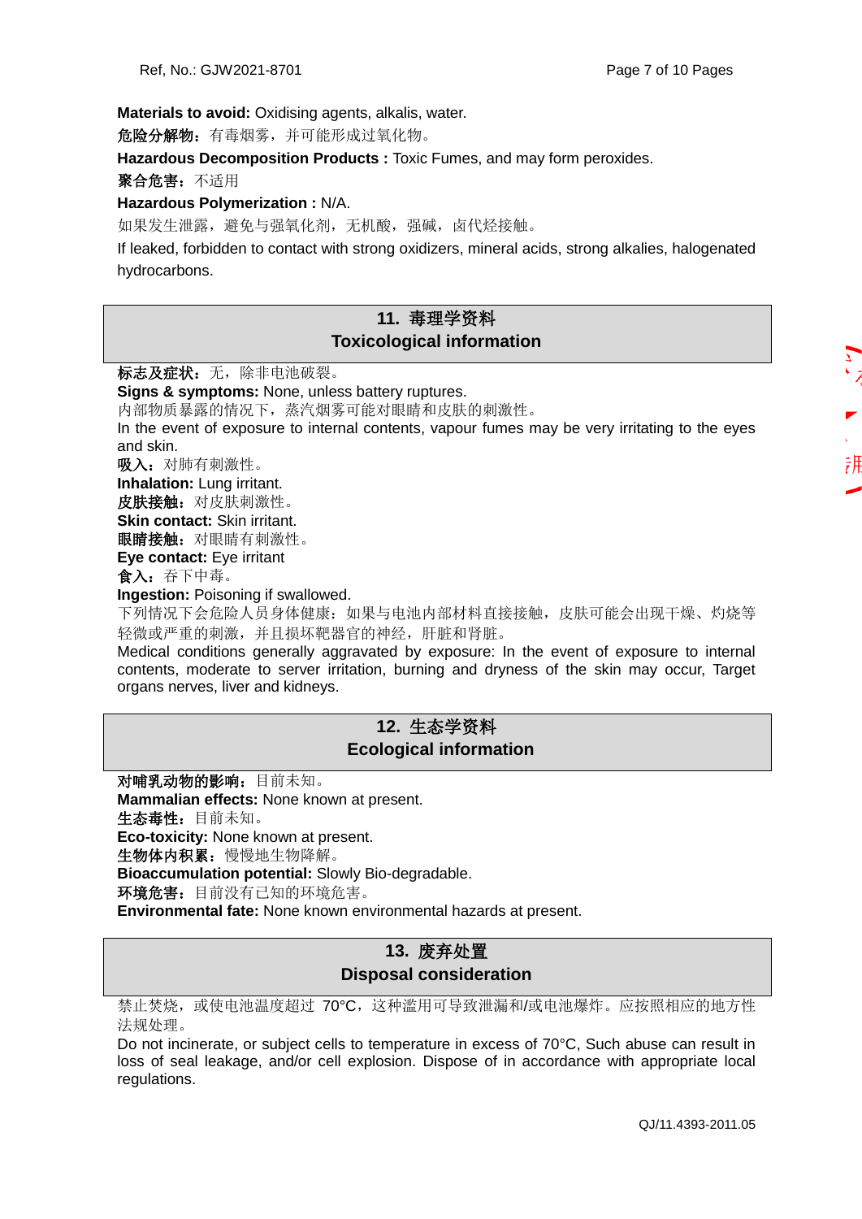**Materials to avoid:** Oxidising agents, alkalis, water.

**危险分解物：**有毒烟雾，并可能形成过氧化物。

**Hazardous Decomposition Products :** Toxic Fumes, and may form peroxides.

**聚合危害：**不适用

**Hazardous Polymerization :** N/A.

如果发生泄露，避免与强氧化剂，无机酸，强碱，卤代烃接触。

If leaked, forbidden to contact with strong oxidizers, mineral acids, strong alkalies, halogenated hydrocarbons.

## 11. 毒理学资料 Toxicological information

**标志及症状：**无，除非电池破裂。

**Signs & symptoms:** None, unless battery ruptures.

内部物质暴露的情况下，蒸汽烟雾可能对眼睛和皮肤的刺激性。

In the event of exposure to internal contents, vapour fumes may be very irritating to the eyes and skin.

**吸入：**对肺有刺激性。

**Inhalation:** Lung irritant.

**皮肤接触：**对皮肤刺激性。

**Skin contact:** Skin irritant.

**眼睛接触：**对眼睛有刺激性。

**Eye contact:** Eye irritant

**食入：**吞下中毒。

**Ingestion:** Poisoning if swallowed.

下列情况下会危险人员身体健康：如果与电池内部材料直接接触，皮肤可能会出现干燥、灼烧等轻微或严重的刺激，并且损坏靶器官的神经，肝脏和肾脏。

Medical conditions generally aggravated by exposure: In the event of exposure to internal contents, moderate to server irritation, burning and dryness of the skin may occur, Target organs nerves, liver and kidneys.

## 12. 生态学资料 Ecological information

**对哺乳动物的影响：**目前未知。

**Mammalian effects:** None known at present.

**生态毒性：**目前未知。

**Eco-toxicity:** None known at present.

**生物体内积累：**慢慢地生物降解。

**Bioaccumulation potential:** Slowly Bio-degradable.

**环境危害：**目前没有已知的环境危害。

**Environmental fate:** None known environmental hazards at present.

## 13. 废弃处置 Disposal consideration

禁止焚烧，或使电池温度超过 70°C，这种滥用可导致泄漏和/或电池爆炸。应按照相应的地方性法规处理。

Do not incinerate, or subject cells to temperature in excess of 70°C, Such abuse can result in loss of seal leakage, and/or cell explosion. Dispose of in accordance with appropriate local regulations.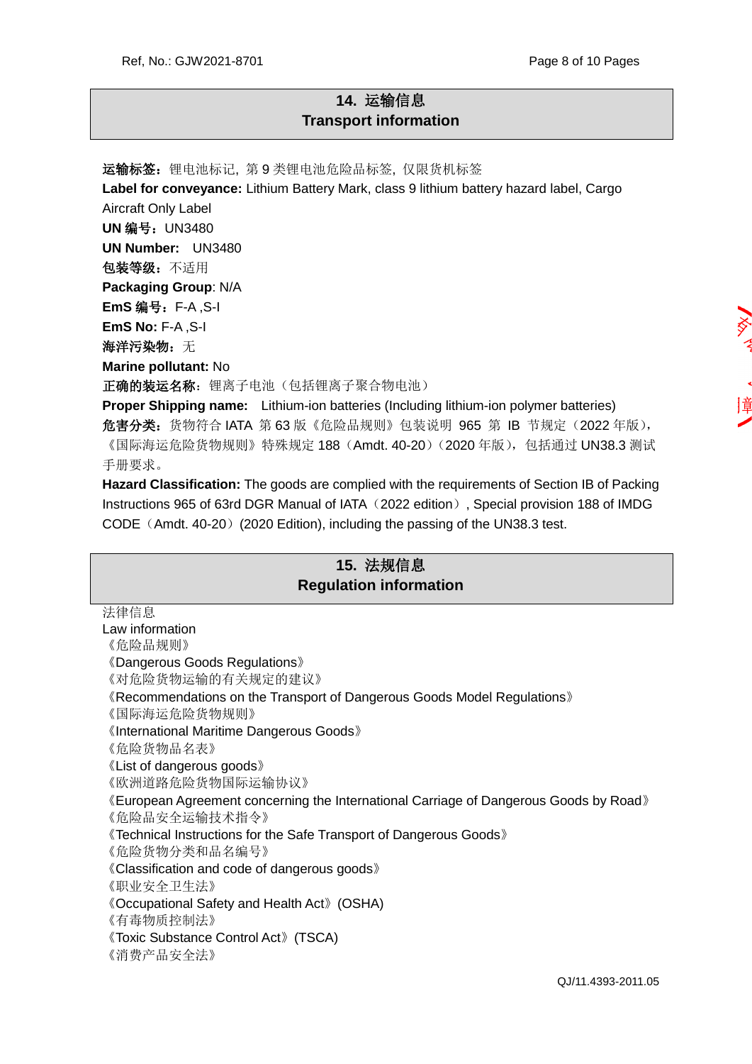## 14. 运输信息
## Transport information

**运输标签：**锂电池标记，第 9 类锂电池危险品标签，仅限货机标签

**Label for conveyance:** Lithium Battery Mark, class 9 lithium battery hazard label, Cargo Aircraft Only Label

**UN 编号：**UN3480

**UN Number:** UN3480

**包装等级：**不适用

**Packaging Group**: N/A

**EmS 编号：**F-A ,S-I

**EmS No:** F-A ,S-I

**海洋污染物：**无

**Marine pollutant:** No

**正确的装运名称：**锂离子电池（包括锂离子聚合物电池）

**Proper Shipping name:** Lithium-ion batteries (Including lithium-ion polymer batteries)

**危害分类：**货物符合 IATA 第 63 版《危险品规则》包装说明 965 第 IB 节规定（2022 年版），《国际海运危险货物规则》特殊规定 188（Amdt. 40-20）（2020 年版），包括通过 UN38.3 测试手册要求。

**Hazard Classification:** The goods are complied with the requirements of Section IB of Packing Instructions 965 of 63rd DGR Manual of IATA（2022 edition）, Special provision 188 of IMDG CODE（Amdt. 40-20）(2020 Edition), including the passing of the UN38.3 test.

## 15. 法规信息
## Regulation information

法律信息

Law information

《危险品规则》

《Dangerous Goods Regulations》

《对危险货物运输的有关规定的建议》

《Recommendations on the Transport of Dangerous Goods Model Regulations》

《国际海运危险货物规则》

《International Maritime Dangerous Goods》

《危险货物品名表》

《List of dangerous goods》

《欧洲道路危险货物国际运输协议》

《European Agreement concerning the International Carriage of Dangerous Goods by Road》

《危险品安全运输技术指令》

《Technical Instructions for the Safe Transport of Dangerous Goods》

《危险货物分类和品名编号》

《Classification and code of dangerous goods》

《职业安全卫生法》

《Occupational Safety and Health Act》(OSHA)

《有毒物质控制法》

《Toxic Substance Control Act》(TSCA)

《消费产品安全法》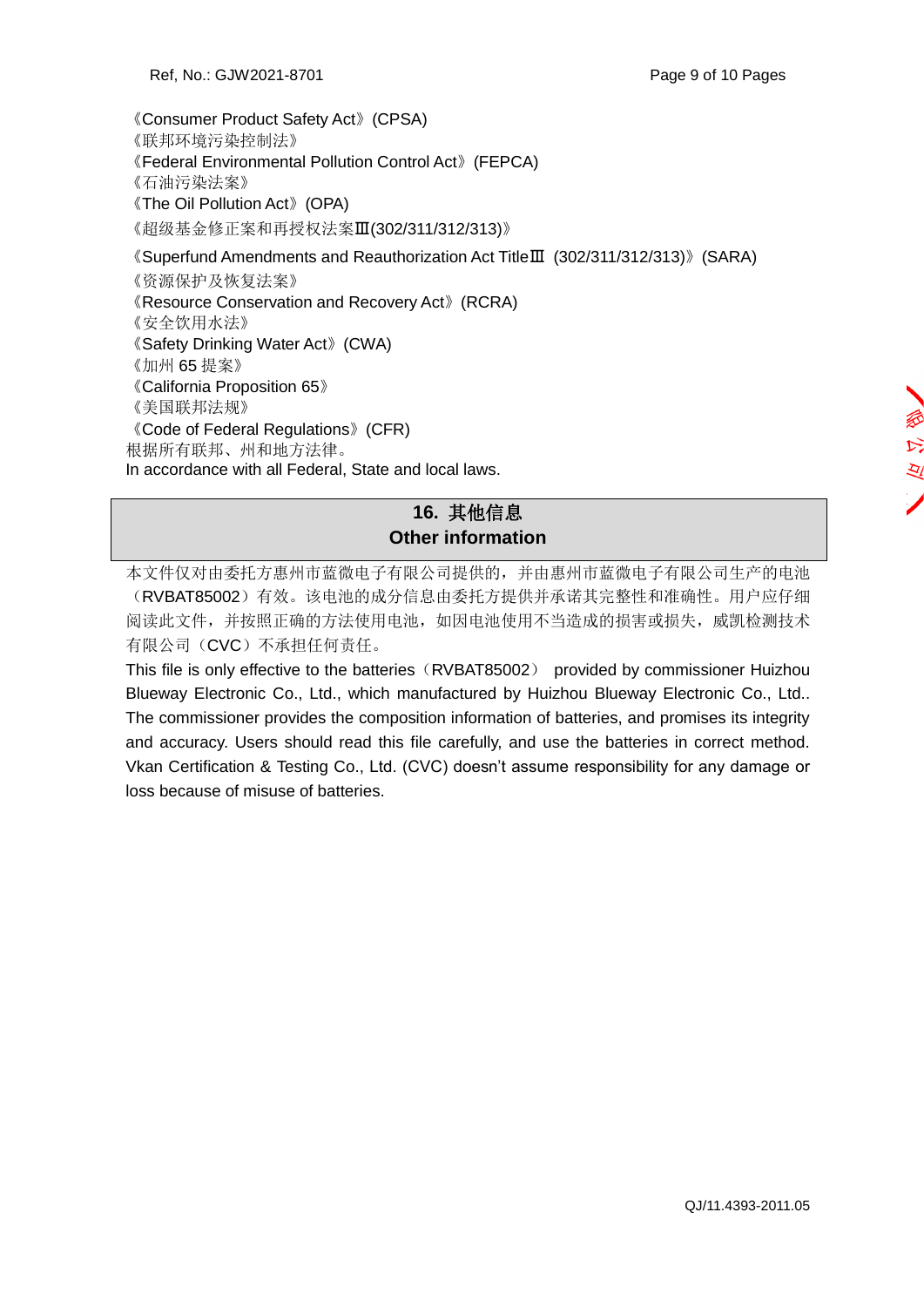《Consumer Product Safety Act》(CPSA)
《联邦环境污染控制法》
《Federal Environmental Pollution Control Act》(FEPCA)
《石油污染法案》
《The Oil Pollution Act》(OPA)
《超级基金修正案和再授权法案Ⅲ(302/311/312/313)》
《Superfund Amendments and Reauthorization Act TitleⅢ (302/311/312/313)》(SARA)
《资源保护及恢复法案》
《Resource Conservation and Recovery Act》(RCRA)
《安全饮用水法》
《Safety Drinking Water Act》(CWA)
《加州 65 提案》
《California Proposition 65》
《美国联邦法规》
《Code of Federal Regulations》(CFR)
根据所有联邦、州和地方法律。
In accordance with all Federal, State and local laws.

## 16. 其他信息 Other information

本文件仅对由委托方惠州市蓝微电子有限公司提供的，并由惠州市蓝微电子有限公司生产的电池（RVBAT85002）有效。该电池的成分信息由委托方提供并承诺其完整性和准确性。用户应仔细阅读此文件，并按照正确的方法使用电池，如因电池使用不当造成的损害或损失，威凯检测技术有限公司（CVC）不承担任何责任。

This file is only effective to the batteries（RVBAT85002） provided by commissioner Huizhou Blueway Electronic Co., Ltd., which manufactured by Huizhou Blueway Electronic Co., Ltd.. The commissioner provides the composition information of batteries, and promises its integrity and accuracy. Users should read this file carefully, and use the batteries in correct method. Vkan Certification & Testing Co., Ltd. (CVC) doesn't assume responsibility for any damage or loss because of misuse of batteries.

QJ/11.4393-2011.05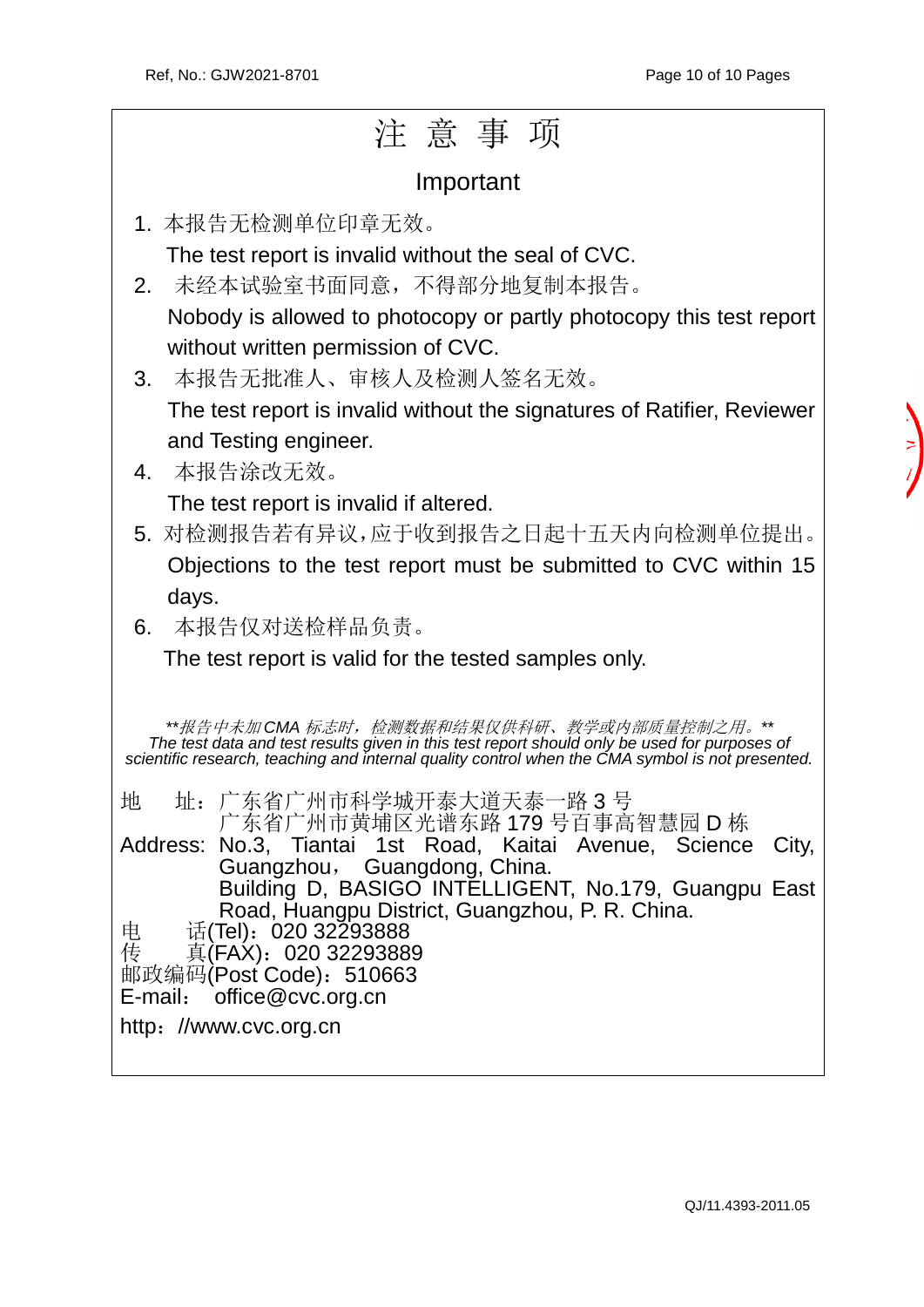# 注 意 事 项

## Important

1. 本报告无检测单位印章无效。
   The test report is invalid without the seal of CVC.
2. 未经本试验室书面同意，不得部分地复制本报告。
   Nobody is allowed to photocopy or partly photocopy this test report without written permission of CVC.
3. 本报告无批准人、审核人及检测人签名无效。
   The test report is invalid without the signatures of Ratifier, Reviewer and Testing engineer.
4. 本报告涂改无效。
   The test report is invalid if altered.
5. 对检测报告若有异议,应于收到报告之日起十五天内向检测单位提出。
   Objections to the test report must be submitted to CVC within 15 days.
6. 本报告仅对送检样品负责。
   The test report is valid for the tested samples only.

***报告中未加 CMA 标志时，检测数据和结果仅供科研、教学或内部质量控制之用。***
*The test data and test results given in this test report should only be used for purposes of scientific research, teaching and internal quality control when the CMA symbol is not presented.*

地 址：广东省广州市科学城开泰大道天泰一路 3 号
广东省广州市黄埔区光谱东路 179 号百事高智慧园 D 栋

Address: No.3, Tiantai 1st Road, Kaitai Avenue, Science City, Guangzhou， Guangdong, China.
Building D, BASIGO INTELLIGENT, No.179, Guangpu East Road, Huangpu District, Guangzhou, P. R. China.

电 话(Tel)：020 32293888
传 真(FAX)：020 32293889
邮政编码(Post Code)：510663
E-mail： office@cvc.org.cn

http：//www.cvc.org.cn

QJ/11.4393-2011.05